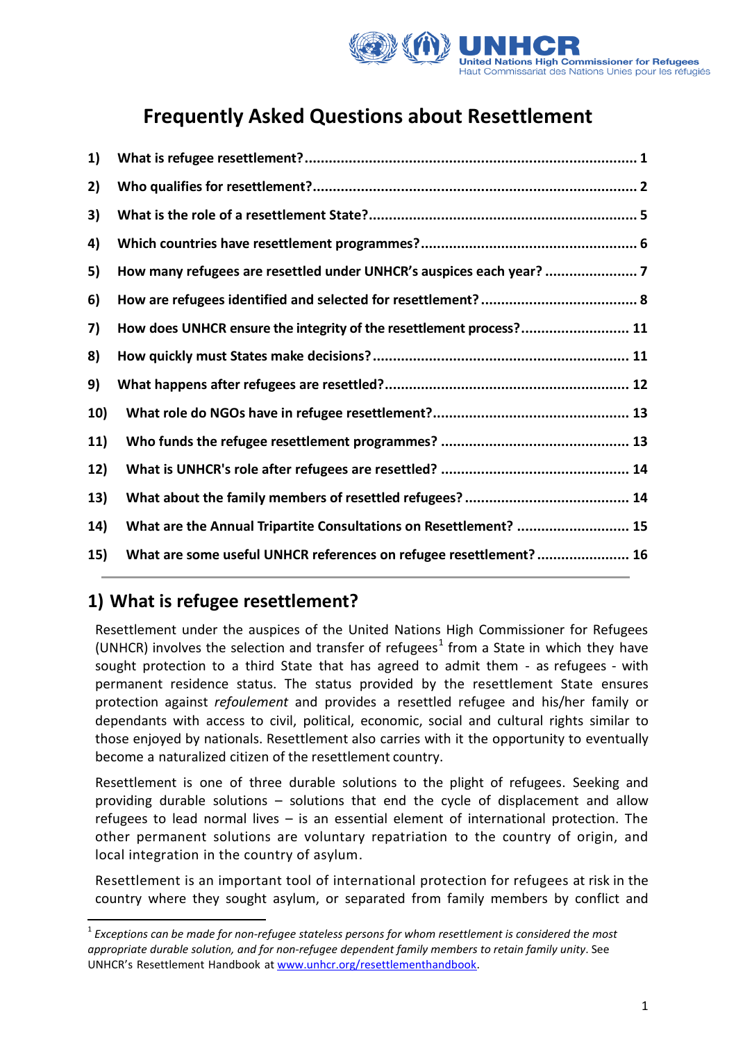# Frequently Asked Questions about Resettlement

1) What is refugee resettlement? ..... 1
2) Who qualifies for resettlement? ..... 2
3) What is the role of a resettlement State? ..... 5
4) Which countries have resettlement programmes? ..... 6
5) How many refugees are resettled under UNHCR's auspices each year? ..... 7
6) How are refugees identified and selected for resettlement? ..... 8
7) How does UNHCR ensure the integrity of the resettlement process? ..... 11
8) How quickly must States make decisions? ..... 11
9) What happens after refugees are resettled? ..... 12
10) What role do NGOs have in refugee resettlement? ..... 13
11) Who funds the refugee resettlement programmes? ..... 13
12) What is UNHCR's role after refugees are resettled? ..... 14
13) What about the family members of resettled refugees? ..... 14
14) What are the Annual Tripartite Consultations on Resettlement? ..... 15
15) What are some useful UNHCR references on refugee resettlement? ..... 16

---

## 1) What is refugee resettlement?

Resettlement under the auspices of the United Nations High Commissioner for Refugees (UNHCR) involves the selection and transfer of refugees[1] from a State in which they have sought protection to a third State that has agreed to admit them - as refugees - with permanent residence status. The status provided by the resettlement State ensures protection against *refoulement* and provides a resettled refugee and his/her family or dependants with access to civil, political, economic, social and cultural rights similar to those enjoyed by nationals. Resettlement also carries with it the opportunity to eventually become a naturalized citizen of the resettlement country.

Resettlement is one of three durable solutions to the plight of refugees. Seeking and providing durable solutions – solutions that end the cycle of displacement and allow refugees to lead normal lives – is an essential element of international protection. The other permanent solutions are voluntary repatriation to the country of origin, and local integration in the country of asylum.

Resettlement is an important tool of international protection for refugees at risk in the country where they sought asylum, or separated from family members by conflict and

---

[1] *Exceptions can be made for non-refugee stateless persons for whom resettlement is considered the most appropriate durable solution, and for non-refugee dependent family members to retain family unity*. See UNHCR's Resettlement Handbook at www.unhcr.org/resettlementhandbook.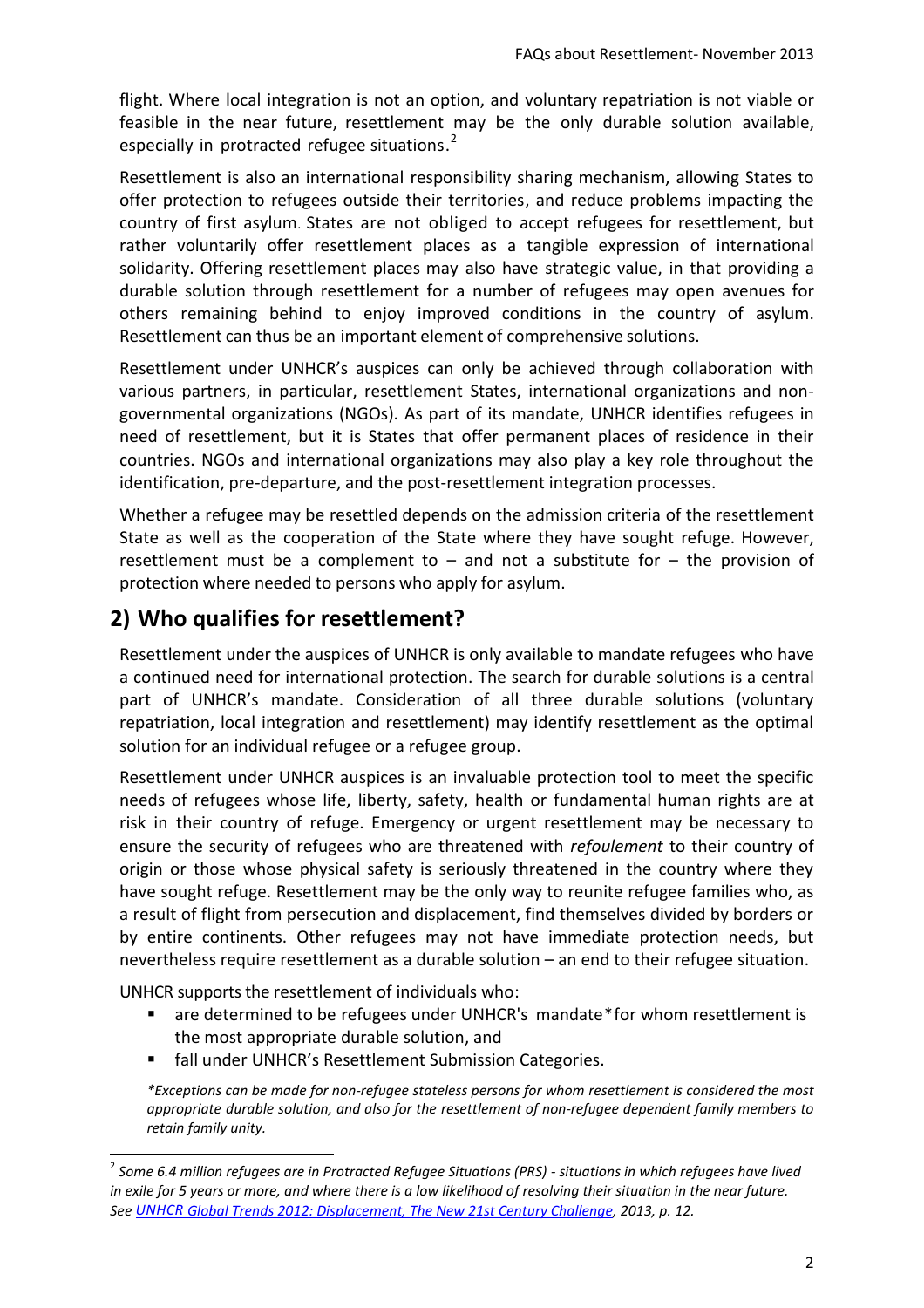flight. Where local integration is not an option, and voluntary repatriation is not viable or feasible in the near future, resettlement may be the only durable solution available, especially in protracted refugee situations.[2]

Resettlement is also an international responsibility sharing mechanism, allowing States to offer protection to refugees outside their territories, and reduce problems impacting the country of first asylum. States are not obliged to accept refugees for resettlement, but rather voluntarily offer resettlement places as a tangible expression of international solidarity. Offering resettlement places may also have strategic value, in that providing a durable solution through resettlement for a number of refugees may open avenues for others remaining behind to enjoy improved conditions in the country of asylum. Resettlement can thus be an important element of comprehensive solutions.

Resettlement under UNHCR's auspices can only be achieved through collaboration with various partners, in particular, resettlement States, international organizations and non-governmental organizations (NGOs). As part of its mandate, UNHCR identifies refugees in need of resettlement, but it is States that offer permanent places of residence in their countries. NGOs and international organizations may also play a key role throughout the identification, pre-departure, and the post-resettlement integration processes.

Whether a refugee may be resettled depends on the admission criteria of the resettlement State as well as the cooperation of the State where they have sought refuge. However, resettlement must be a complement to – and not a substitute for – the provision of protection where needed to persons who apply for asylum.

## 2) Who qualifies for resettlement?

Resettlement under the auspices of UNHCR is only available to mandate refugees who have a continued need for international protection. The search for durable solutions is a central part of UNHCR's mandate. Consideration of all three durable solutions (voluntary repatriation, local integration and resettlement) may identify resettlement as the optimal solution for an individual refugee or a refugee group.

Resettlement under UNHCR auspices is an invaluable protection tool to meet the specific needs of refugees whose life, liberty, safety, health or fundamental human rights are at risk in their country of refuge. Emergency or urgent resettlement may be necessary to ensure the security of refugees who are threatened with *refoulement* to their country of origin or those whose physical safety is seriously threatened in the country where they have sought refuge. Resettlement may be the only way to reunite refugee families who, as a result of flight from persecution and displacement, find themselves divided by borders or by entire continents. Other refugees may not have immediate protection needs, but nevertheless require resettlement as a durable solution – an end to their refugee situation.

UNHCR supports the resettlement of individuals who:

- are determined to be refugees under UNHCR's mandate* for whom resettlement is the most appropriate durable solution, and
- fall under UNHCR's Resettlement Submission Categories.

*\*Exceptions can be made for non-refugee stateless persons for whom resettlement is considered the most appropriate durable solution, and also for the resettlement of non-refugee dependent family members to retain family unity.*

[2] *Some 6.4 million refugees are in Protracted Refugee Situations (PRS) - situations in which refugees have lived in exile for 5 years or more, and where there is a low likelihood of resolving their situation in the near future. See UNHCR Global Trends 2012: Displacement, The New 21st Century Challenge, 2013, p. 12.*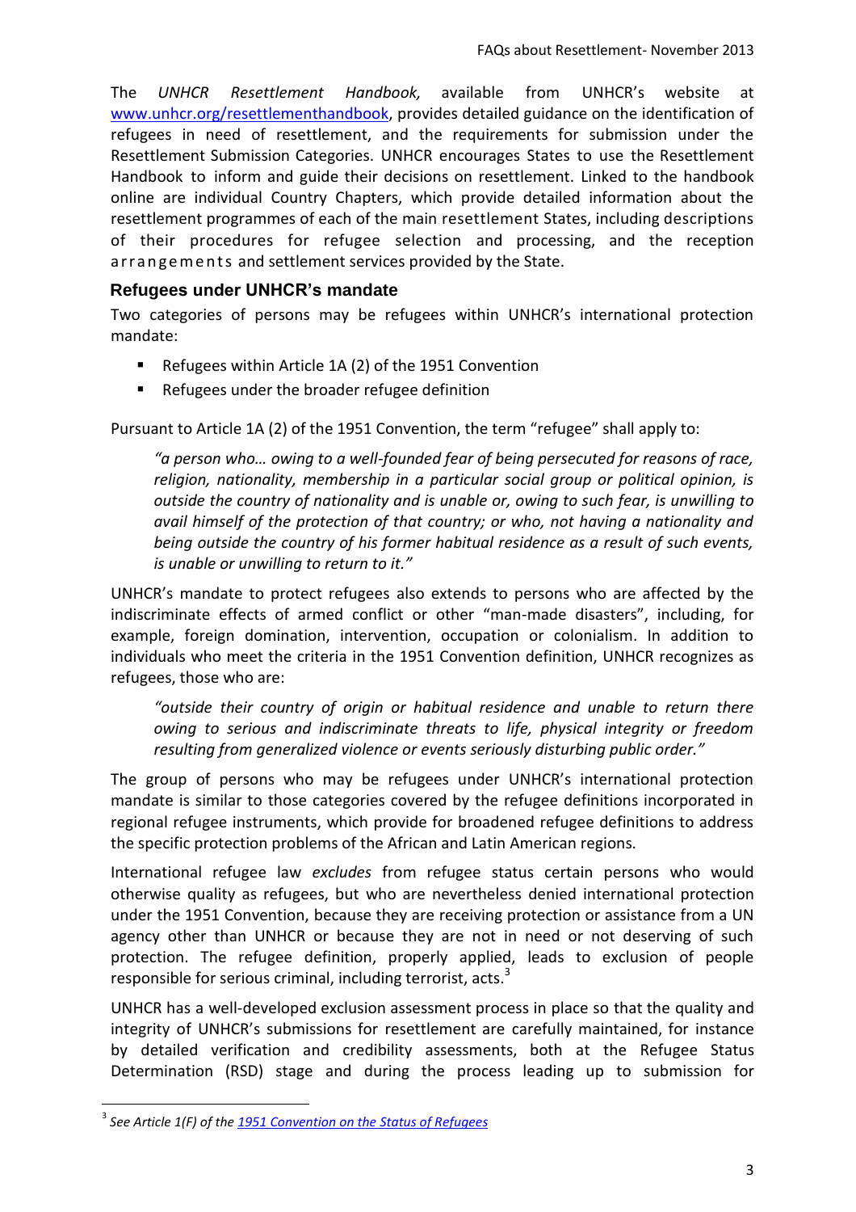The *UNHCR Resettlement Handbook,* available from UNHCR's website at www.unhcr.org/resettlementhandbook, provides detailed guidance on the identification of refugees in need of resettlement, and the requirements for submission under the Resettlement Submission Categories. UNHCR encourages States to use the Resettlement Handbook to inform and guide their decisions on resettlement. Linked to the handbook online are individual Country Chapters, which provide detailed information about the resettlement programmes of each of the main resettlement States, including descriptions of their procedures for refugee selection and processing, and the reception arrangements and settlement services provided by the State.

## Refugees under UNHCR's mandate

Two categories of persons may be refugees within UNHCR's international protection mandate:

- Refugees within Article 1A (2) of the 1951 Convention
- Refugees under the broader refugee definition

Pursuant to Article 1A (2) of the 1951 Convention, the term "refugee" shall apply to:

> *"a person who… owing to a well-founded fear of being persecuted for reasons of race, religion, nationality, membership in a particular social group or political opinion, is outside the country of nationality and is unable or, owing to such fear, is unwilling to avail himself of the protection of that country; or who, not having a nationality and being outside the country of his former habitual residence as a result of such events, is unable or unwilling to return to it."*

UNHCR's mandate to protect refugees also extends to persons who are affected by the indiscriminate effects of armed conflict or other "man-made disasters", including, for example, foreign domination, intervention, occupation or colonialism. In addition to individuals who meet the criteria in the 1951 Convention definition, UNHCR recognizes as refugees, those who are:

> *"outside their country of origin or habitual residence and unable to return there owing to serious and indiscriminate threats to life, physical integrity or freedom resulting from generalized violence or events seriously disturbing public order."*

The group of persons who may be refugees under UNHCR's international protection mandate is similar to those categories covered by the refugee definitions incorporated in regional refugee instruments, which provide for broadened refugee definitions to address the specific protection problems of the African and Latin American regions.

International refugee law *excludes* from refugee status certain persons who would otherwise quality as refugees, but who are nevertheless denied international protection under the 1951 Convention, because they are receiving protection or assistance from a UN agency other than UNHCR or because they are not in need or not deserving of such protection. The refugee definition, properly applied, leads to exclusion of people responsible for serious criminal, including terrorist, acts.[3]

UNHCR has a well-developed exclusion assessment process in place so that the quality and integrity of UNHCR's submissions for resettlement are carefully maintained, for instance by detailed verification and credibility assessments, both at the Refugee Status Determination (RSD) stage and during the process leading up to submission for

---

[3] *See Article 1(F) of the 1951 Convention on the Status of Refugees*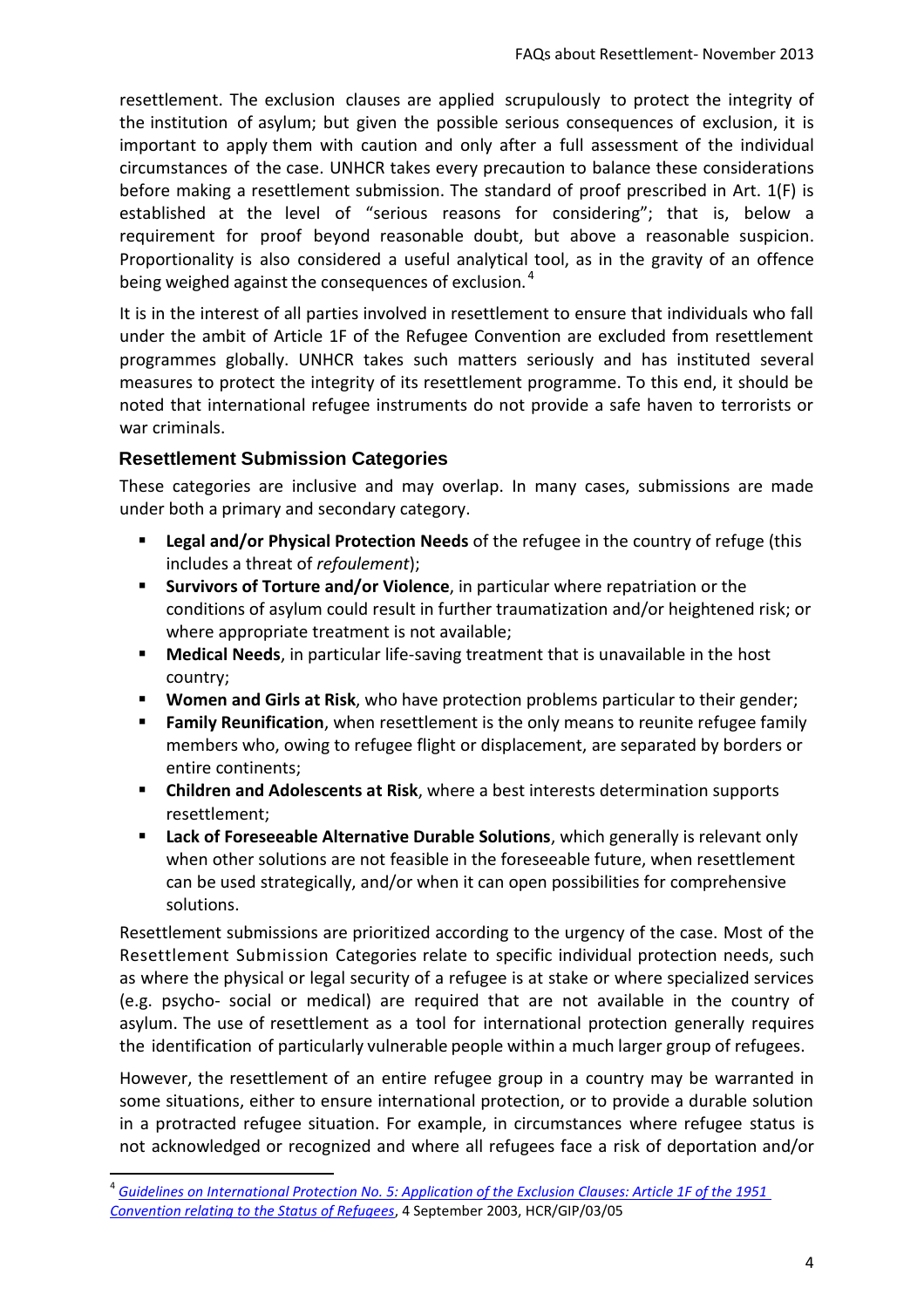resettlement. The exclusion clauses are applied scrupulously to protect the integrity of the institution of asylum; but given the possible serious consequences of exclusion, it is important to apply them with caution and only after a full assessment of the individual circumstances of the case. UNHCR takes every precaution to balance these considerations before making a resettlement submission. The standard of proof prescribed in Art. 1(F) is established at the level of "serious reasons for considering"; that is, below a requirement for proof beyond reasonable doubt, but above a reasonable suspicion. Proportionality is also considered a useful analytical tool, as in the gravity of an offence being weighed against the consequences of exclusion.[4]

It is in the interest of all parties involved in resettlement to ensure that individuals who fall under the ambit of Article 1F of the Refugee Convention are excluded from resettlement programmes globally. UNHCR takes such matters seriously and has instituted several measures to protect the integrity of its resettlement programme. To this end, it should be noted that international refugee instruments do not provide a safe haven to terrorists or war criminals.

### Resettlement Submission Categories

These categories are inclusive and may overlap. In many cases, submissions are made under both a primary and secondary category.

- **Legal and/or Physical Protection Needs** of the refugee in the country of refuge (this includes a threat of *refoulement*);
- **Survivors of Torture and/or Violence**, in particular where repatriation or the conditions of asylum could result in further traumatization and/or heightened risk; or where appropriate treatment is not available;
- **Medical Needs**, in particular life-saving treatment that is unavailable in the host country;
- **Women and Girls at Risk**, who have protection problems particular to their gender;
- **Family Reunification**, when resettlement is the only means to reunite refugee family members who, owing to refugee flight or displacement, are separated by borders or entire continents;
- **Children and Adolescents at Risk**, where a best interests determination supports resettlement;
- **Lack of Foreseeable Alternative Durable Solutions**, which generally is relevant only when other solutions are not feasible in the foreseeable future, when resettlement can be used strategically, and/or when it can open possibilities for comprehensive solutions.

Resettlement submissions are prioritized according to the urgency of the case. Most of the Resettlement Submission Categories relate to specific individual protection needs, such as where the physical or legal security of a refugee is at stake or where specialized services (e.g. psycho- social or medical) are required that are not available in the country of asylum. The use of resettlement as a tool for international protection generally requires the identification of particularly vulnerable people within a much larger group of refugees.

However, the resettlement of an entire refugee group in a country may be warranted in some situations, either to ensure international protection, or to provide a durable solution in a protracted refugee situation. For example, in circumstances where refugee status is not acknowledged or recognized and where all refugees face a risk of deportation and/or

---

[4] *Guidelines on International Protection No. 5: Application of the Exclusion Clauses: Article 1F of the 1951 Convention relating to the Status of Refugees*, 4 September 2003, HCR/GIP/03/05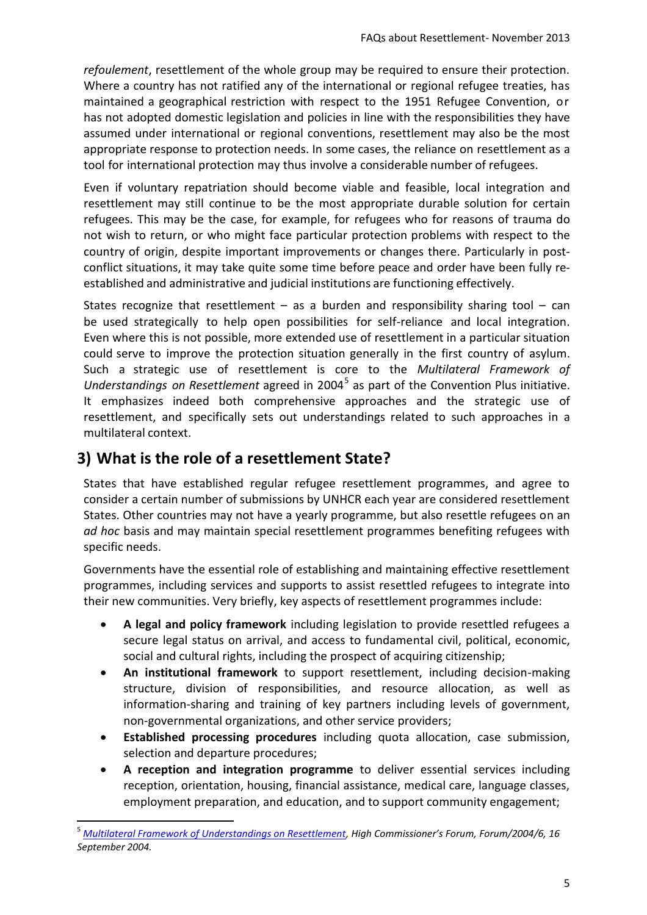*refoulement*, resettlement of the whole group may be required to ensure their protection. Where a country has not ratified any of the international or regional refugee treaties, has maintained a geographical restriction with respect to the 1951 Refugee Convention, or has not adopted domestic legislation and policies in line with the responsibilities they have assumed under international or regional conventions, resettlement may also be the most appropriate response to protection needs. In some cases, the reliance on resettlement as a tool for international protection may thus involve a considerable number of refugees.

Even if voluntary repatriation should become viable and feasible, local integration and resettlement may still continue to be the most appropriate durable solution for certain refugees. This may be the case, for example, for refugees who for reasons of trauma do not wish to return, or who might face particular protection problems with respect to the country of origin, despite important improvements or changes there. Particularly in post-conflict situations, it may take quite some time before peace and order have been fully re-established and administrative and judicial institutions are functioning effectively.

States recognize that resettlement – as a burden and responsibility sharing tool – can be used strategically to help open possibilities for self-reliance and local integration. Even where this is not possible, more extended use of resettlement in a particular situation could serve to improve the protection situation generally in the first country of asylum. Such a strategic use of resettlement is core to the *Multilateral Framework of Understandings on Resettlement* agreed in 2004[5] as part of the Convention Plus initiative. It emphasizes indeed both comprehensive approaches and the strategic use of resettlement, and specifically sets out understandings related to such approaches in a multilateral context.

## 3) What is the role of a resettlement State?

States that have established regular refugee resettlement programmes, and agree to consider a certain number of submissions by UNHCR each year are considered resettlement States. Other countries may not have a yearly programme, but also resettle refugees on an *ad hoc* basis and may maintain special resettlement programmes benefiting refugees with specific needs.

Governments have the essential role of establishing and maintaining effective resettlement programmes, including services and supports to assist resettled refugees to integrate into their new communities. Very briefly, key aspects of resettlement programmes include:

- **A legal and policy framework** including legislation to provide resettled refugees a secure legal status on arrival, and access to fundamental civil, political, economic, social and cultural rights, including the prospect of acquiring citizenship;
- **An institutional framework** to support resettlement, including decision-making structure, division of responsibilities, and resource allocation, as well as information-sharing and training of key partners including levels of government, non-governmental organizations, and other service providers;
- **Established processing procedures** including quota allocation, case submission, selection and departure procedures;
- **A reception and integration programme** to deliver essential services including reception, orientation, housing, financial assistance, medical care, language classes, employment preparation, and education, and to support community engagement;

[5] *Multilateral Framework of Understandings on Resettlement, High Commissioner's Forum, Forum/2004/6, 16 September 2004.*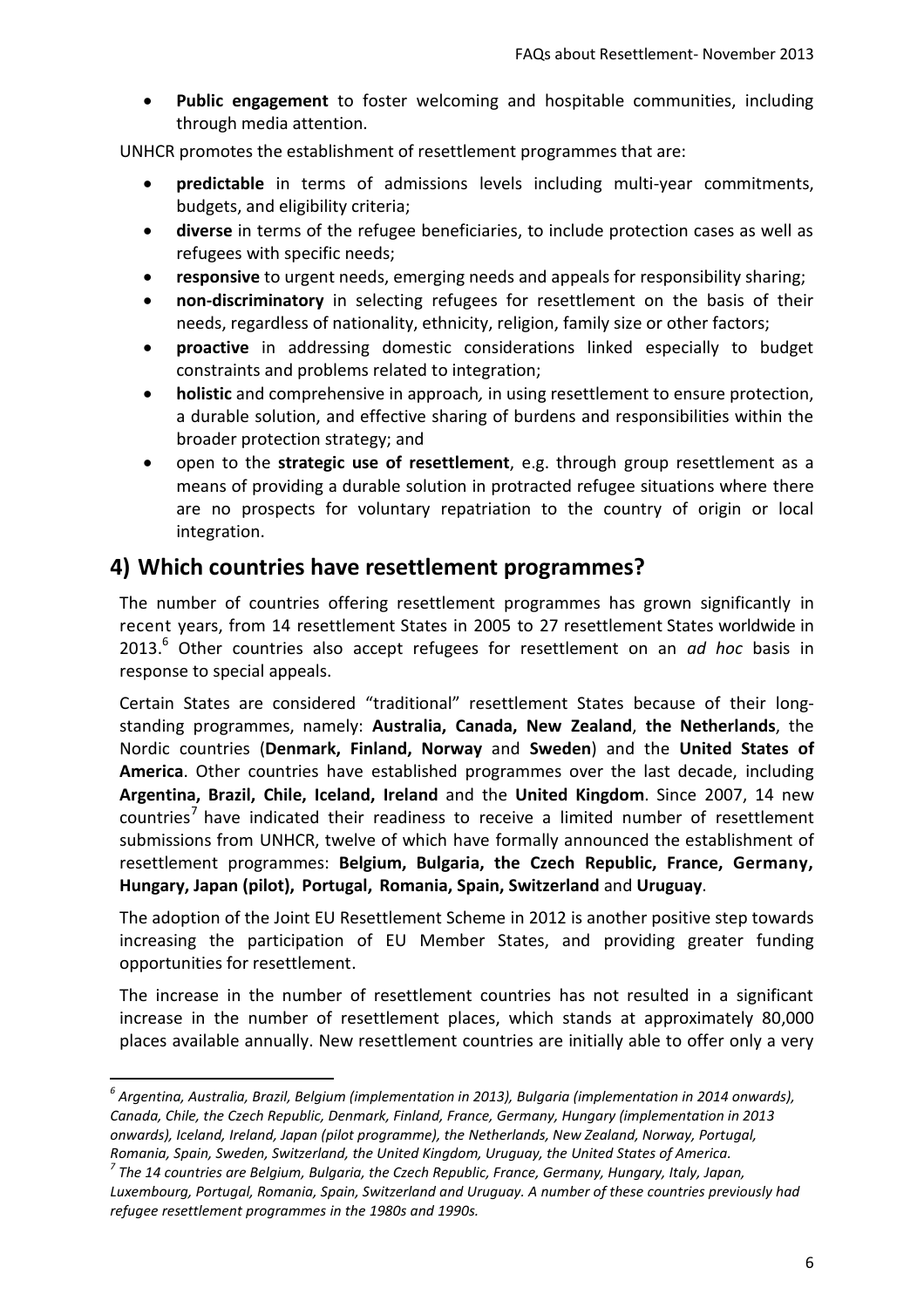- **Public engagement** to foster welcoming and hospitable communities, including through media attention.

UNHCR promotes the establishment of resettlement programmes that are:

- **predictable** in terms of admissions levels including multi-year commitments, budgets, and eligibility criteria;
- **diverse** in terms of the refugee beneficiaries, to include protection cases as well as refugees with specific needs;
- **responsive** to urgent needs, emerging needs and appeals for responsibility sharing;
- **non-discriminatory** in selecting refugees for resettlement on the basis of their needs, regardless of nationality, ethnicity, religion, family size or other factors;
- **proactive** in addressing domestic considerations linked especially to budget constraints and problems related to integration;
- **holistic** and comprehensive in approach, in using resettlement to ensure protection, a durable solution, and effective sharing of burdens and responsibilities within the broader protection strategy; and
- open to the **strategic use of resettlement**, e.g. through group resettlement as a means of providing a durable solution in protracted refugee situations where there are no prospects for voluntary repatriation to the country of origin or local integration.

## 4) Which countries have resettlement programmes?

The number of countries offering resettlement programmes has grown significantly in recent years, from 14 resettlement States in 2005 to 27 resettlement States worldwide in 2013.[6] Other countries also accept refugees for resettlement on an *ad hoc* basis in response to special appeals.

Certain States are considered "traditional" resettlement States because of their long-standing programmes, namely: **Australia, Canada, New Zealand**, **the Netherlands**, the Nordic countries (**Denmark, Finland, Norway** and **Sweden**) and the **United States of America**. Other countries have established programmes over the last decade, including **Argentina, Brazil, Chile, Iceland, Ireland** and the **United Kingdom**. Since 2007, 14 new countries[7] have indicated their readiness to receive a limited number of resettlement submissions from UNHCR, twelve of which have formally announced the establishment of resettlement programmes: **Belgium, Bulgaria, the Czech Republic, France, Germany, Hungary, Japan (pilot), Portugal, Romania, Spain, Switzerland** and **Uruguay**.

The adoption of the Joint EU Resettlement Scheme in 2012 is another positive step towards increasing the participation of EU Member States, and providing greater funding opportunities for resettlement.

The increase in the number of resettlement countries has not resulted in a significant increase in the number of resettlement places, which stands at approximately 80,000 places available annually. New resettlement countries are initially able to offer only a very

---

[6] *Argentina, Australia, Brazil, Belgium (implementation in 2013), Bulgaria (implementation in 2014 onwards), Canada, Chile, the Czech Republic, Denmark, Finland, France, Germany, Hungary (implementation in 2013 onwards), Iceland, Ireland, Japan (pilot programme), the Netherlands, New Zealand, Norway, Portugal, Romania, Spain, Sweden, Switzerland, the United Kingdom, Uruguay, the United States of America.*

[7] *The 14 countries are Belgium, Bulgaria, the Czech Republic, France, Germany, Hungary, Italy, Japan, Luxembourg, Portugal, Romania, Spain, Switzerland and Uruguay. A number of these countries previously had refugee resettlement programmes in the 1980s and 1990s.*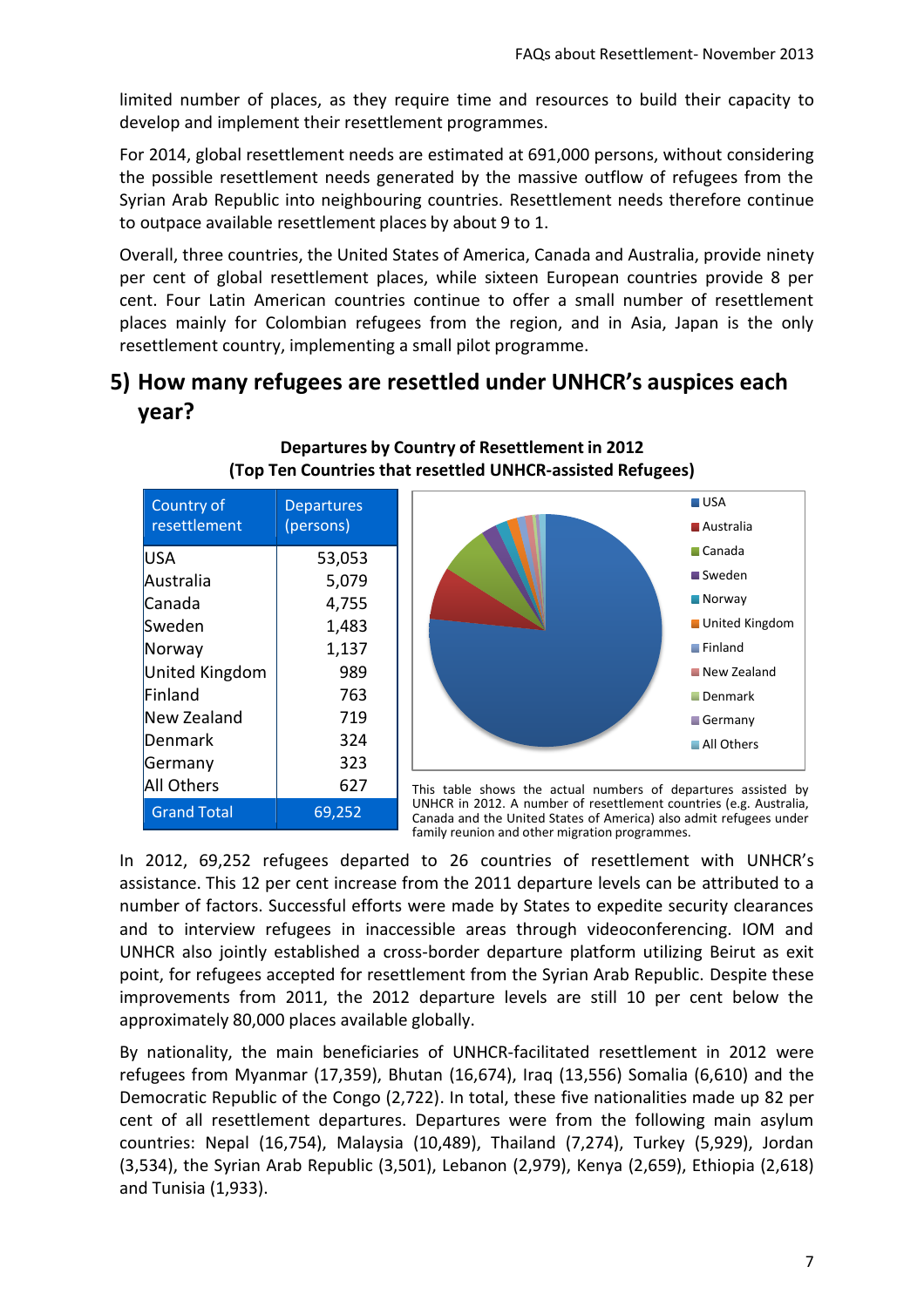limited number of places, as they require time and resources to build their capacity to develop and implement their resettlement programmes.

For 2014, global resettlement needs are estimated at 691,000 persons, without considering the possible resettlement needs generated by the massive outflow of refugees from the Syrian Arab Republic into neighbouring countries. Resettlement needs therefore continue to outpace available resettlement places by about 9 to 1.

Overall, three countries, the United States of America, Canada and Australia, provide ninety per cent of global resettlement places, while sixteen European countries provide 8 per cent. Four Latin American countries continue to offer a small number of resettlement places mainly for Colombian refugees from the region, and in Asia, Japan is the only resettlement country, implementing a small pilot programme.

## 5) How many refugees are resettled under UNHCR's auspices each year?

**Departures by Country of Resettlement in 2012**
**(Top Ten Countries that resettled UNHCR-assisted Refugees)**

| Country of resettlement | Departures (persons) |
|---|---|
| USA | 53,053 |
| Australia | 5,079 |
| Canada | 4,755 |
| Sweden | 1,483 |
| Norway | 1,137 |
| United Kingdom | 989 |
| Finland | 763 |
| New Zealand | 719 |
| Denmark | 324 |
| Germany | 323 |
| All Others | 627 |
| Grand Total | 69,252 |

This table shows the actual numbers of departures assisted by UNHCR in 2012. A number of resettlement countries (e.g. Australia, Canada and the United States of America) also admit refugees under family reunion and other migration programmes.

In 2012, 69,252 refugees departed to 26 countries of resettlement with UNHCR's assistance. This 12 per cent increase from the 2011 departure levels can be attributed to a number of factors. Successful efforts were made by States to expedite security clearances and to interview refugees in inaccessible areas through videoconferencing. IOM and UNHCR also jointly established a cross-border departure platform utilizing Beirut as exit point, for refugees accepted for resettlement from the Syrian Arab Republic. Despite these improvements from 2011, the 2012 departure levels are still 10 per cent below the approximately 80,000 places available globally.

By nationality, the main beneficiaries of UNHCR-facilitated resettlement in 2012 were refugees from Myanmar (17,359), Bhutan (16,674), Iraq (13,556) Somalia (6,610) and the Democratic Republic of the Congo (2,722). In total, these five nationalities made up 82 per cent of all resettlement departures. Departures were from the following main asylum countries: Nepal (16,754), Malaysia (10,489), Thailand (7,274), Turkey (5,929), Jordan (3,534), the Syrian Arab Republic (3,501), Lebanon (2,979), Kenya (2,659), Ethiopia (2,618) and Tunisia (1,933).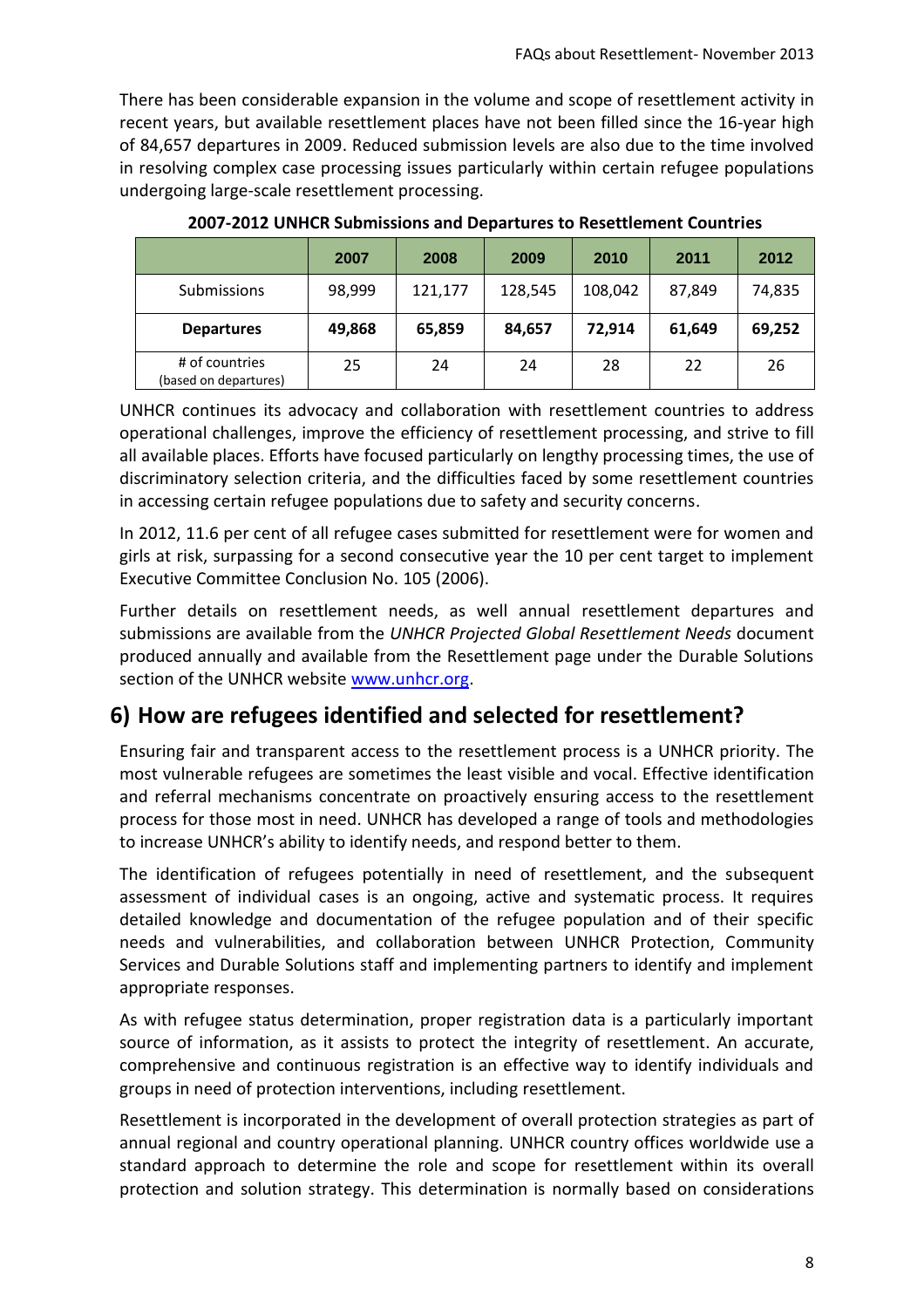There has been considerable expansion in the volume and scope of resettlement activity in recent years, but available resettlement places have not been filled since the 16-year high of 84,657 departures in 2009. Reduced submission levels are also due to the time involved in resolving complex case processing issues particularly within certain refugee populations undergoing large-scale resettlement processing.

**2007-2012 UNHCR Submissions and Departures to Resettlement Countries**

| | 2007 | 2008 | 2009 | 2010 | 2011 | 2012 |
|---|---|---|---|---|---|---|
| Submissions | 98,999 | 121,177 | 128,545 | 108,042 | 87,849 | 74,835 |
| **Departures** | **49,868** | **65,859** | **84,657** | **72,914** | **61,649** | **69,252** |
| # of countries (based on departures) | 25 | 24 | 24 | 28 | 22 | 26 |

UNHCR continues its advocacy and collaboration with resettlement countries to address operational challenges, improve the efficiency of resettlement processing, and strive to fill all available places. Efforts have focused particularly on lengthy processing times, the use of discriminatory selection criteria, and the difficulties faced by some resettlement countries in accessing certain refugee populations due to safety and security concerns.

In 2012, 11.6 per cent of all refugee cases submitted for resettlement were for women and girls at risk, surpassing for a second consecutive year the 10 per cent target to implement Executive Committee Conclusion No. 105 (2006).

Further details on resettlement needs, as well annual resettlement departures and submissions are available from the *UNHCR Projected Global Resettlement Needs* document produced annually and available from the Resettlement page under the Durable Solutions section of the UNHCR website www.unhcr.org.

## 6) How are refugees identified and selected for resettlement?

Ensuring fair and transparent access to the resettlement process is a UNHCR priority. The most vulnerable refugees are sometimes the least visible and vocal. Effective identification and referral mechanisms concentrate on proactively ensuring access to the resettlement process for those most in need. UNHCR has developed a range of tools and methodologies to increase UNHCR's ability to identify needs, and respond better to them.

The identification of refugees potentially in need of resettlement, and the subsequent assessment of individual cases is an ongoing, active and systematic process. It requires detailed knowledge and documentation of the refugee population and of their specific needs and vulnerabilities, and collaboration between UNHCR Protection, Community Services and Durable Solutions staff and implementing partners to identify and implement appropriate responses.

As with refugee status determination, proper registration data is a particularly important source of information, as it assists to protect the integrity of resettlement. An accurate, comprehensive and continuous registration is an effective way to identify individuals and groups in need of protection interventions, including resettlement.

Resettlement is incorporated in the development of overall protection strategies as part of annual regional and country operational planning. UNHCR country offices worldwide use a standard approach to determine the role and scope for resettlement within its overall protection and solution strategy. This determination is normally based on considerations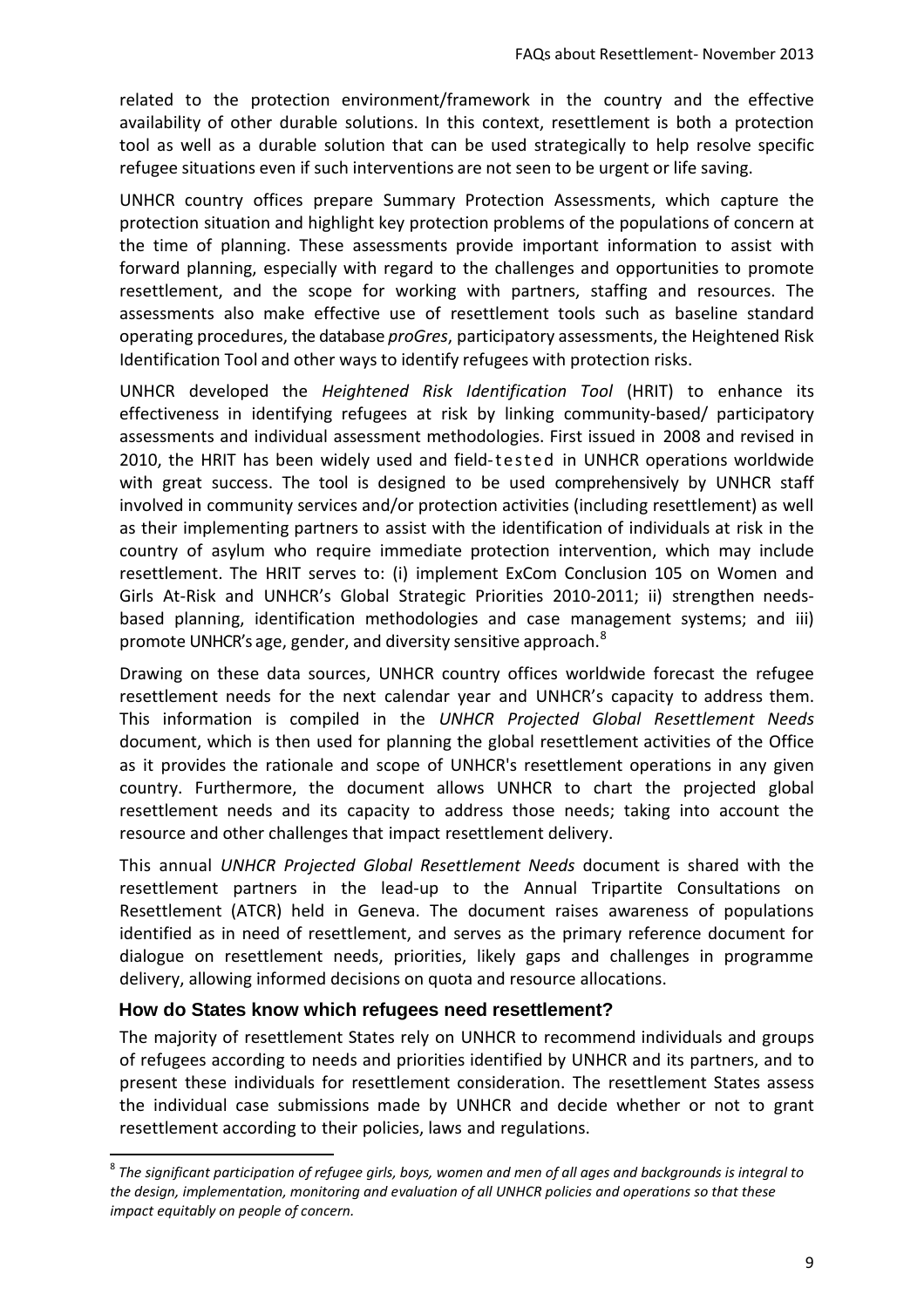related to the protection environment/framework in the country and the effective availability of other durable solutions. In this context, resettlement is both a protection tool as well as a durable solution that can be used strategically to help resolve specific refugee situations even if such interventions are not seen to be urgent or life saving.

UNHCR country offices prepare Summary Protection Assessments, which capture the protection situation and highlight key protection problems of the populations of concern at the time of planning. These assessments provide important information to assist with forward planning, especially with regard to the challenges and opportunities to promote resettlement, and the scope for working with partners, staffing and resources. The assessments also make effective use of resettlement tools such as baseline standard operating procedures, the database *proGres*, participatory assessments, the Heightened Risk Identification Tool and other ways to identify refugees with protection risks.

UNHCR developed the *Heightened Risk Identification Tool* (HRIT) to enhance its effectiveness in identifying refugees at risk by linking community-based/ participatory assessments and individual assessment methodologies. First issued in 2008 and revised in 2010, the HRIT has been widely used and field-tested in UNHCR operations worldwide with great success. The tool is designed to be used comprehensively by UNHCR staff involved in community services and/or protection activities (including resettlement) as well as their implementing partners to assist with the identification of individuals at risk in the country of asylum who require immediate protection intervention, which may include resettlement. The HRIT serves to: (i) implement ExCom Conclusion 105 on Women and Girls At-Risk and UNHCR's Global Strategic Priorities 2010-2011; ii) strengthen needs-based planning, identification methodologies and case management systems; and iii) promote UNHCR's age, gender, and diversity sensitive approach.[8]

Drawing on these data sources, UNHCR country offices worldwide forecast the refugee resettlement needs for the next calendar year and UNHCR's capacity to address them. This information is compiled in the *UNHCR Projected Global Resettlement Needs* document, which is then used for planning the global resettlement activities of the Office as it provides the rationale and scope of UNHCR's resettlement operations in any given country. Furthermore, the document allows UNHCR to chart the projected global resettlement needs and its capacity to address those needs; taking into account the resource and other challenges that impact resettlement delivery.

This annual *UNHCR Projected Global Resettlement Needs* document is shared with the resettlement partners in the lead-up to the Annual Tripartite Consultations on Resettlement (ATCR) held in Geneva. The document raises awareness of populations identified as in need of resettlement, and serves as the primary reference document for dialogue on resettlement needs, priorities, likely gaps and challenges in programme delivery, allowing informed decisions on quota and resource allocations.

## How do States know which refugees need resettlement?

The majority of resettlement States rely on UNHCR to recommend individuals and groups of refugees according to needs and priorities identified by UNHCR and its partners, and to present these individuals for resettlement consideration. The resettlement States assess the individual case submissions made by UNHCR and decide whether or not to grant resettlement according to their policies, laws and regulations.

[8] *The significant participation of refugee girls, boys, women and men of all ages and backgrounds is integral to the design, implementation, monitoring and evaluation of all UNHCR policies and operations so that these impact equitably on people of concern.*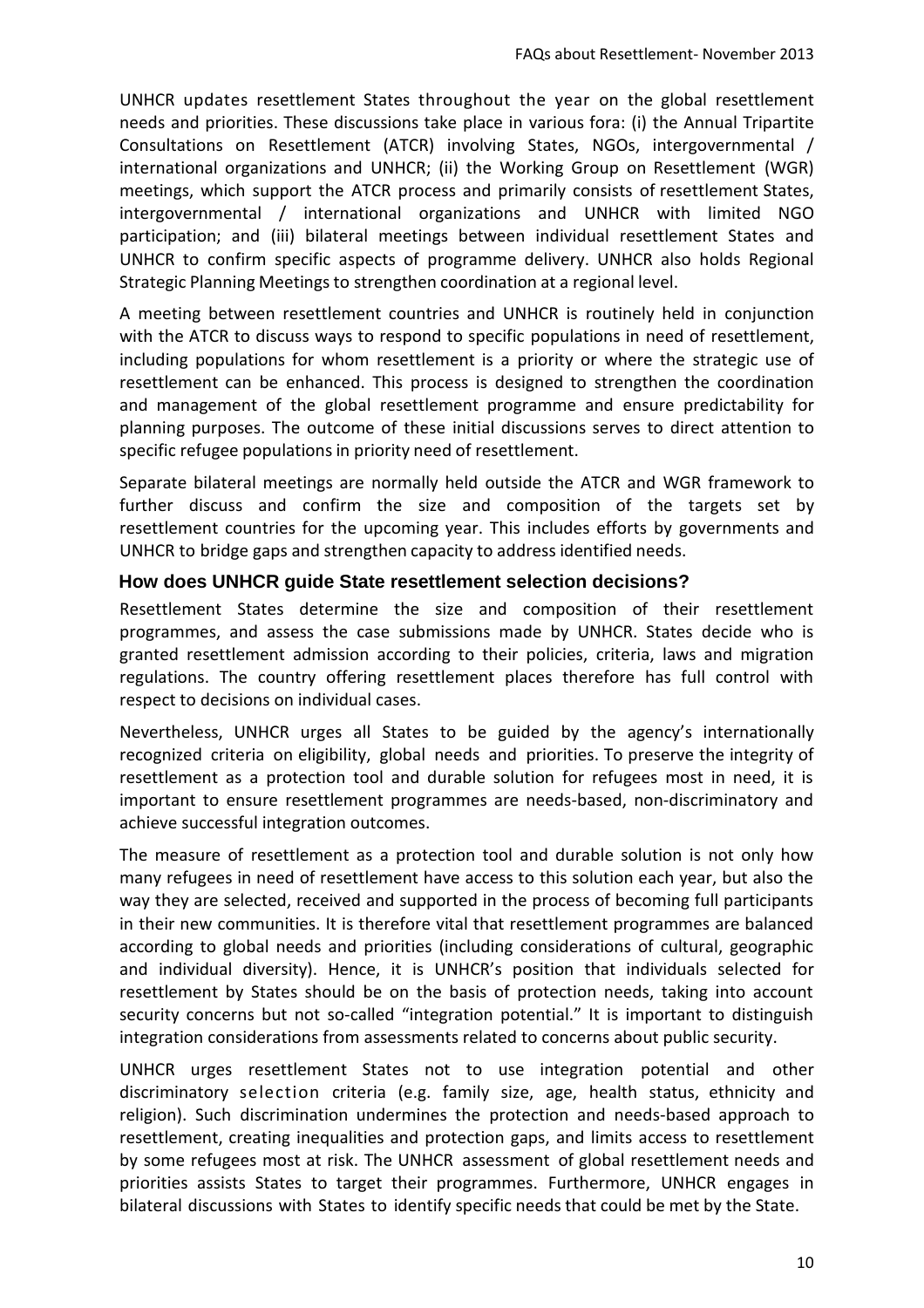UNHCR updates resettlement States throughout the year on the global resettlement needs and priorities. These discussions take place in various fora: (i) the Annual Tripartite Consultations on Resettlement (ATCR) involving States, NGOs, intergovernmental / international organizations and UNHCR; (ii) the Working Group on Resettlement (WGR) meetings, which support the ATCR process and primarily consists of resettlement States, intergovernmental / international organizations and UNHCR with limited NGO participation; and (iii) bilateral meetings between individual resettlement States and UNHCR to confirm specific aspects of programme delivery. UNHCR also holds Regional Strategic Planning Meetings to strengthen coordination at a regional level.

A meeting between resettlement countries and UNHCR is routinely held in conjunction with the ATCR to discuss ways to respond to specific populations in need of resettlement, including populations for whom resettlement is a priority or where the strategic use of resettlement can be enhanced. This process is designed to strengthen the coordination and management of the global resettlement programme and ensure predictability for planning purposes. The outcome of these initial discussions serves to direct attention to specific refugee populations in priority need of resettlement.

Separate bilateral meetings are normally held outside the ATCR and WGR framework to further discuss and confirm the size and composition of the targets set by resettlement countries for the upcoming year. This includes efforts by governments and UNHCR to bridge gaps and strengthen capacity to address identified needs.

### How does UNHCR guide State resettlement selection decisions?

Resettlement States determine the size and composition of their resettlement programmes, and assess the case submissions made by UNHCR. States decide who is granted resettlement admission according to their policies, criteria, laws and migration regulations. The country offering resettlement places therefore has full control with respect to decisions on individual cases.

Nevertheless, UNHCR urges all States to be guided by the agency's internationally recognized criteria on eligibility, global needs and priorities. To preserve the integrity of resettlement as a protection tool and durable solution for refugees most in need, it is important to ensure resettlement programmes are needs-based, non-discriminatory and achieve successful integration outcomes.

The measure of resettlement as a protection tool and durable solution is not only how many refugees in need of resettlement have access to this solution each year, but also the way they are selected, received and supported in the process of becoming full participants in their new communities. It is therefore vital that resettlement programmes are balanced according to global needs and priorities (including considerations of cultural, geographic and individual diversity). Hence, it is UNHCR's position that individuals selected for resettlement by States should be on the basis of protection needs, taking into account security concerns but not so-called "integration potential." It is important to distinguish integration considerations from assessments related to concerns about public security.

UNHCR urges resettlement States not to use integration potential and other discriminatory selection criteria (e.g. family size, age, health status, ethnicity and religion). Such discrimination undermines the protection and needs-based approach to resettlement, creating inequalities and protection gaps, and limits access to resettlement by some refugees most at risk. The UNHCR assessment of global resettlement needs and priorities assists States to target their programmes. Furthermore, UNHCR engages in bilateral discussions with States to identify specific needs that could be met by the State.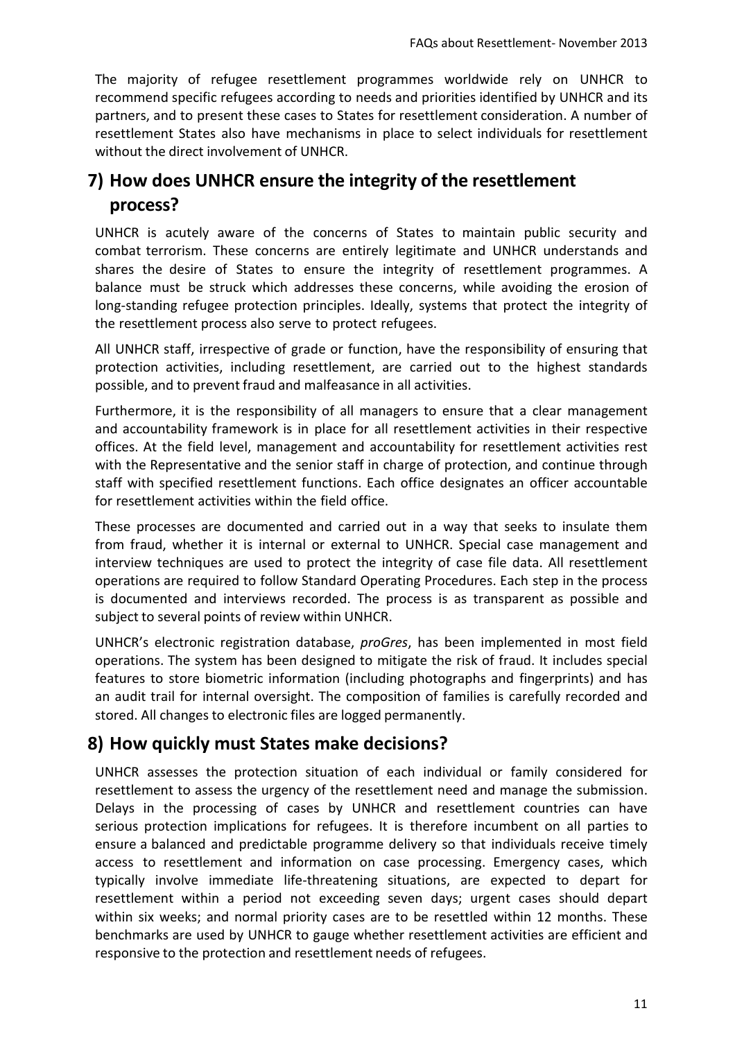The majority of refugee resettlement programmes worldwide rely on UNHCR to recommend specific refugees according to needs and priorities identified by UNHCR and its partners, and to present these cases to States for resettlement consideration. A number of resettlement States also have mechanisms in place to select individuals for resettlement without the direct involvement of UNHCR.

## 7) How does UNHCR ensure the integrity of the resettlement process?

UNHCR is acutely aware of the concerns of States to maintain public security and combat terrorism. These concerns are entirely legitimate and UNHCR understands and shares the desire of States to ensure the integrity of resettlement programmes. A balance must be struck which addresses these concerns, while avoiding the erosion of long-standing refugee protection principles. Ideally, systems that protect the integrity of the resettlement process also serve to protect refugees.

All UNHCR staff, irrespective of grade or function, have the responsibility of ensuring that protection activities, including resettlement, are carried out to the highest standards possible, and to prevent fraud and malfeasance in all activities.

Furthermore, it is the responsibility of all managers to ensure that a clear management and accountability framework is in place for all resettlement activities in their respective offices. At the field level, management and accountability for resettlement activities rest with the Representative and the senior staff in charge of protection, and continue through staff with specified resettlement functions. Each office designates an officer accountable for resettlement activities within the field office.

These processes are documented and carried out in a way that seeks to insulate them from fraud, whether it is internal or external to UNHCR. Special case management and interview techniques are used to protect the integrity of case file data. All resettlement operations are required to follow Standard Operating Procedures. Each step in the process is documented and interviews recorded. The process is as transparent as possible and subject to several points of review within UNHCR.

UNHCR's electronic registration database, *proGres*, has been implemented in most field operations. The system has been designed to mitigate the risk of fraud. It includes special features to store biometric information (including photographs and fingerprints) and has an audit trail for internal oversight. The composition of families is carefully recorded and stored. All changes to electronic files are logged permanently.

## 8) How quickly must States make decisions?

UNHCR assesses the protection situation of each individual or family considered for resettlement to assess the urgency of the resettlement need and manage the submission. Delays in the processing of cases by UNHCR and resettlement countries can have serious protection implications for refugees. It is therefore incumbent on all parties to ensure a balanced and predictable programme delivery so that individuals receive timely access to resettlement and information on case processing. Emergency cases, which typically involve immediate life-threatening situations, are expected to depart for resettlement within a period not exceeding seven days; urgent cases should depart within six weeks; and normal priority cases are to be resettled within 12 months. These benchmarks are used by UNHCR to gauge whether resettlement activities are efficient and responsive to the protection and resettlement needs of refugees.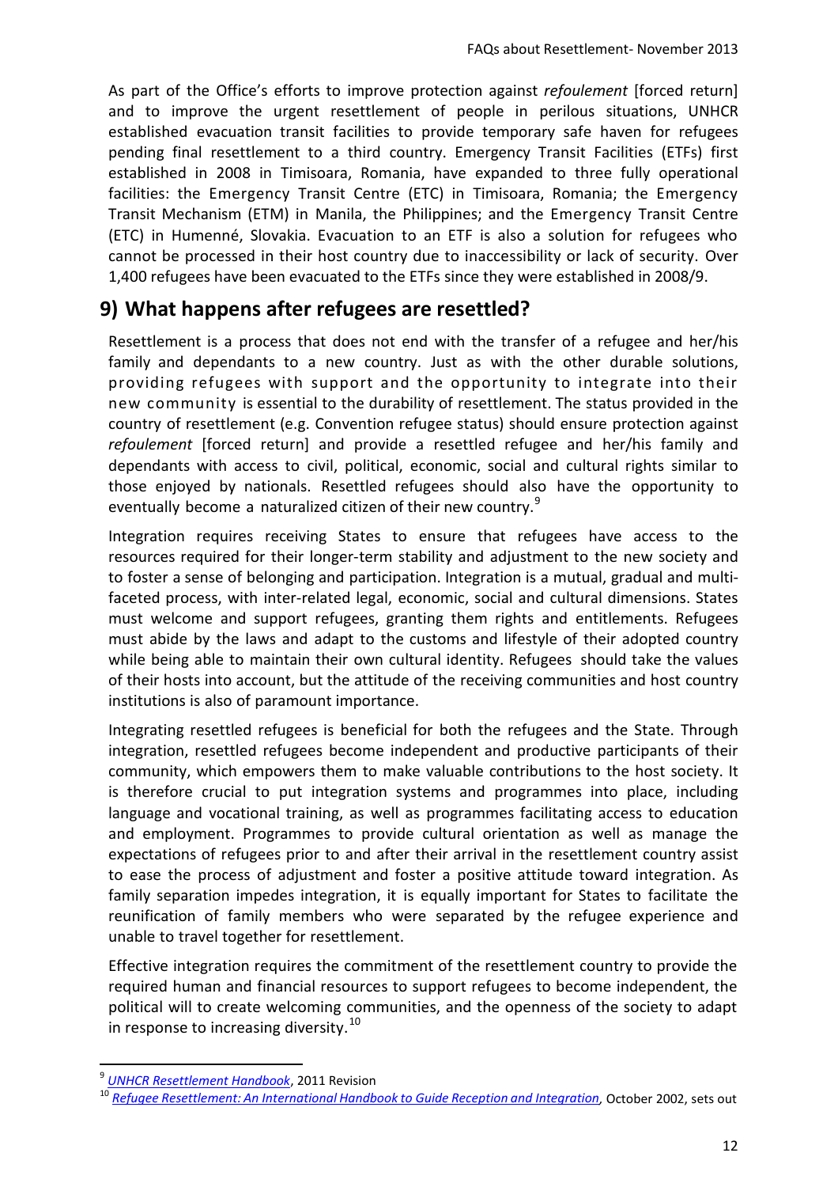As part of the Office's efforts to improve protection against *refoulement* [forced return] and to improve the urgent resettlement of people in perilous situations, UNHCR established evacuation transit facilities to provide temporary safe haven for refugees pending final resettlement to a third country. Emergency Transit Facilities (ETFs) first established in 2008 in Timisoara, Romania, have expanded to three fully operational facilities: the Emergency Transit Centre (ETC) in Timisoara, Romania; the Emergency Transit Mechanism (ETM) in Manila, the Philippines; and the Emergency Transit Centre (ETC) in Humenné, Slovakia. Evacuation to an ETF is also a solution for refugees who cannot be processed in their host country due to inaccessibility or lack of security. Over 1,400 refugees have been evacuated to the ETFs since they were established in 2008/9.

## 9) What happens after refugees are resettled?

Resettlement is a process that does not end with the transfer of a refugee and her/his family and dependants to a new country. Just as with the other durable solutions, providing refugees with support and the opportunity to integrate into their new community is essential to the durability of resettlement. The status provided in the country of resettlement (e.g. Convention refugee status) should ensure protection against *refoulement* [forced return] and provide a resettled refugee and her/his family and dependants with access to civil, political, economic, social and cultural rights similar to those enjoyed by nationals. Resettled refugees should also have the opportunity to eventually become a naturalized citizen of their new country.[9]

Integration requires receiving States to ensure that refugees have access to the resources required for their longer-term stability and adjustment to the new society and to foster a sense of belonging and participation. Integration is a mutual, gradual and multi-faceted process, with inter-related legal, economic, social and cultural dimensions. States must welcome and support refugees, granting them rights and entitlements. Refugees must abide by the laws and adapt to the customs and lifestyle of their adopted country while being able to maintain their own cultural identity. Refugees should take the values of their hosts into account, but the attitude of the receiving communities and host country institutions is also of paramount importance.

Integrating resettled refugees is beneficial for both the refugees and the State. Through integration, resettled refugees become independent and productive participants of their community, which empowers them to make valuable contributions to the host society. It is therefore crucial to put integration systems and programmes into place, including language and vocational training, as well as programmes facilitating access to education and employment. Programmes to provide cultural orientation as well as manage the expectations of refugees prior to and after their arrival in the resettlement country assist to ease the process of adjustment and foster a positive attitude toward integration. As family separation impedes integration, it is equally important for States to facilitate the reunification of family members who were separated by the refugee experience and unable to travel together for resettlement.

Effective integration requires the commitment of the resettlement country to provide the required human and financial resources to support refugees to become independent, the political will to create welcoming communities, and the openness of the society to adapt in response to increasing diversity.[10]

---

[9] *UNHCR Resettlement Handbook*, 2011 Revision

[10] *Refugee Resettlement: An International Handbook to Guide Reception and Integration,* October 2002, sets out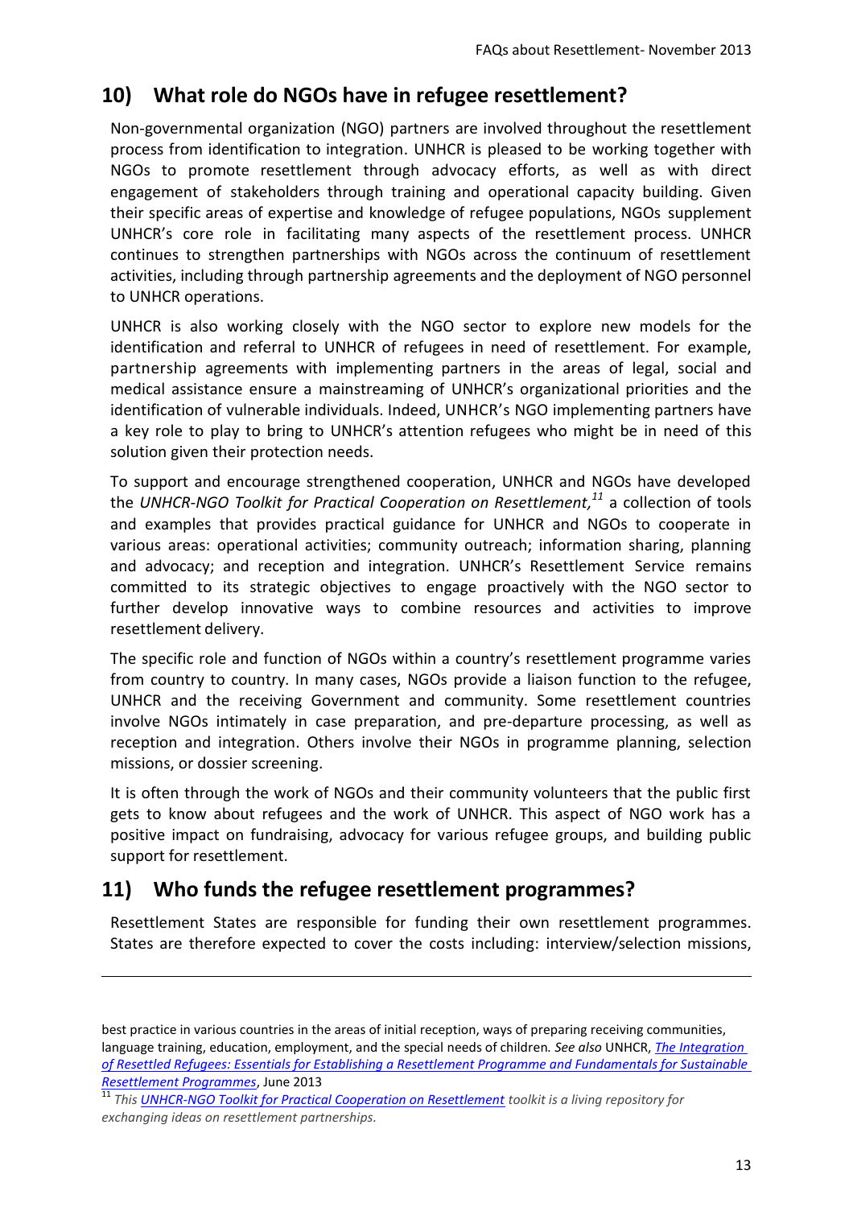## 10) What role do NGOs have in refugee resettlement?

Non-governmental organization (NGO) partners are involved throughout the resettlement process from identification to integration. UNHCR is pleased to be working together with NGOs to promote resettlement through advocacy efforts, as well as with direct engagement of stakeholders through training and operational capacity building. Given their specific areas of expertise and knowledge of refugee populations, NGOs supplement UNHCR's core role in facilitating many aspects of the resettlement process. UNHCR continues to strengthen partnerships with NGOs across the continuum of resettlement activities, including through partnership agreements and the deployment of NGO personnel to UNHCR operations.

UNHCR is also working closely with the NGO sector to explore new models for the identification and referral to UNHCR of refugees in need of resettlement. For example, partnership agreements with implementing partners in the areas of legal, social and medical assistance ensure a mainstreaming of UNHCR's organizational priorities and the identification of vulnerable individuals. Indeed, UNHCR's NGO implementing partners have a key role to play to bring to UNHCR's attention refugees who might be in need of this solution given their protection needs.

To support and encourage strengthened cooperation, UNHCR and NGOs have developed the *UNHCR-NGO Toolkit for Practical Cooperation on Resettlement,*[11] a collection of tools and examples that provides practical guidance for UNHCR and NGOs to cooperate in various areas: operational activities; community outreach; information sharing, planning and advocacy; and reception and integration. UNHCR's Resettlement Service remains committed to its strategic objectives to engage proactively with the NGO sector to further develop innovative ways to combine resources and activities to improve resettlement delivery.

The specific role and function of NGOs within a country's resettlement programme varies from country to country. In many cases, NGOs provide a liaison function to the refugee, UNHCR and the receiving Government and community. Some resettlement countries involve NGOs intimately in case preparation, and pre-departure processing, as well as reception and integration. Others involve their NGOs in programme planning, selection missions, or dossier screening.

It is often through the work of NGOs and their community volunteers that the public first gets to know about refugees and the work of UNHCR. This aspect of NGO work has a positive impact on fundraising, advocacy for various refugee groups, and building public support for resettlement.

## 11) Who funds the refugee resettlement programmes?

Resettlement States are responsible for funding their own resettlement programmes. States are therefore expected to cover the costs including: interview/selection missions,

---

best practice in various countries in the areas of initial reception, ways of preparing receiving communities, language training, education, employment, and the special needs of children. *See also* UNHCR, *The Integration of Resettled Refugees: Essentials for Establishing a Resettlement Programme and Fundamentals for Sustainable Resettlement Programmes*, June 2013

[11] *This UNHCR-NGO Toolkit for Practical Cooperation on Resettlement toolkit is a living repository for exchanging ideas on resettlement partnerships.*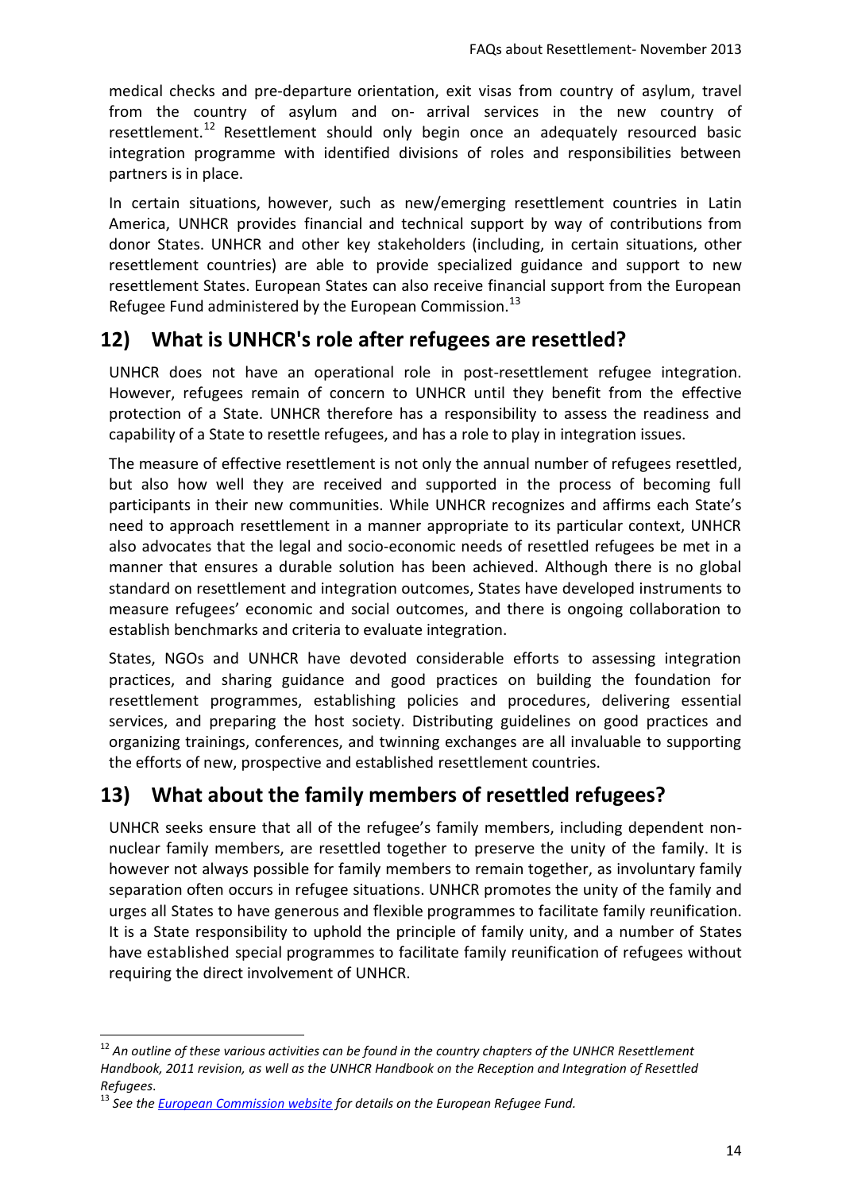medical checks and pre-departure orientation, exit visas from country of asylum, travel from the country of asylum and on- arrival services in the new country of resettlement.[12] Resettlement should only begin once an adequately resourced basic integration programme with identified divisions of roles and responsibilities between partners is in place.

In certain situations, however, such as new/emerging resettlement countries in Latin America, UNHCR provides financial and technical support by way of contributions from donor States. UNHCR and other key stakeholders (including, in certain situations, other resettlement countries) are able to provide specialized guidance and support to new resettlement States. European States can also receive financial support from the European Refugee Fund administered by the European Commission.[13]

## 12) What is UNHCR's role after refugees are resettled?

UNHCR does not have an operational role in post-resettlement refugee integration. However, refugees remain of concern to UNHCR until they benefit from the effective protection of a State. UNHCR therefore has a responsibility to assess the readiness and capability of a State to resettle refugees, and has a role to play in integration issues.

The measure of effective resettlement is not only the annual number of refugees resettled, but also how well they are received and supported in the process of becoming full participants in their new communities. While UNHCR recognizes and affirms each State's need to approach resettlement in a manner appropriate to its particular context, UNHCR also advocates that the legal and socio-economic needs of resettled refugees be met in a manner that ensures a durable solution has been achieved. Although there is no global standard on resettlement and integration outcomes, States have developed instruments to measure refugees' economic and social outcomes, and there is ongoing collaboration to establish benchmarks and criteria to evaluate integration.

States, NGOs and UNHCR have devoted considerable efforts to assessing integration practices, and sharing guidance and good practices on building the foundation for resettlement programmes, establishing policies and procedures, delivering essential services, and preparing the host society. Distributing guidelines on good practices and organizing trainings, conferences, and twinning exchanges are all invaluable to supporting the efforts of new, prospective and established resettlement countries.

## 13) What about the family members of resettled refugees?

UNHCR seeks ensure that all of the refugee's family members, including dependent non-nuclear family members, are resettled together to preserve the unity of the family. It is however not always possible for family members to remain together, as involuntary family separation often occurs in refugee situations. UNHCR promotes the unity of the family and urges all States to have generous and flexible programmes to facilitate family reunification. It is a State responsibility to uphold the principle of family unity, and a number of States have established special programmes to facilitate family reunification of refugees without requiring the direct involvement of UNHCR.

---

[12] *An outline of these various activities can be found in the country chapters of the UNHCR Resettlement Handbook, 2011 revision, as well as the UNHCR Handbook on the Reception and Integration of Resettled Refugees.*

[13] *See the European Commission website for details on the European Refugee Fund.*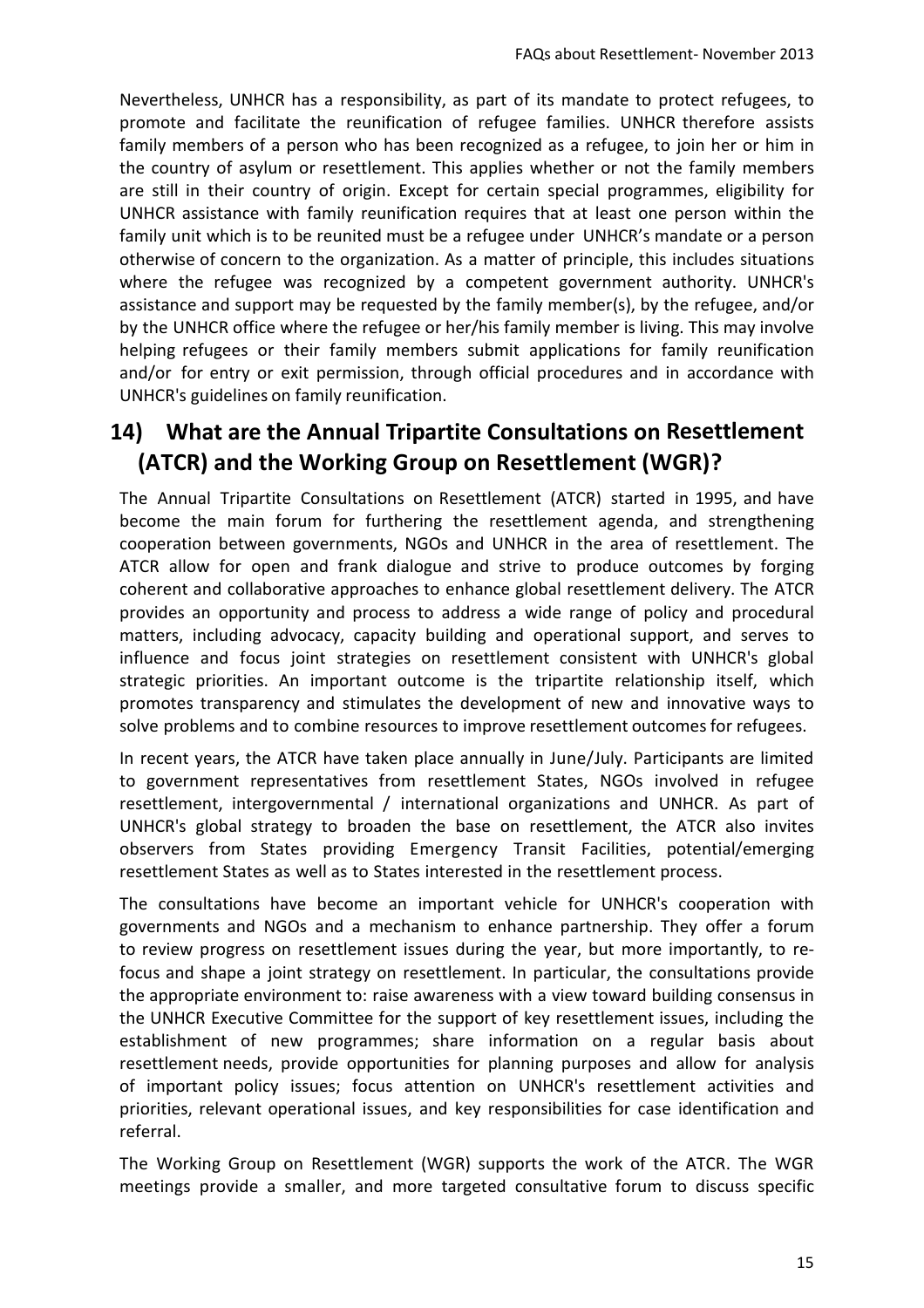Nevertheless, UNHCR has a responsibility, as part of its mandate to protect refugees, to promote and facilitate the reunification of refugee families. UNHCR therefore assists family members of a person who has been recognized as a refugee, to join her or him in the country of asylum or resettlement. This applies whether or not the family members are still in their country of origin. Except for certain special programmes, eligibility for UNHCR assistance with family reunification requires that at least one person within the family unit which is to be reunited must be a refugee under UNHCR's mandate or a person otherwise of concern to the organization. As a matter of principle, this includes situations where the refugee was recognized by a competent government authority. UNHCR's assistance and support may be requested by the family member(s), by the refugee, and/or by the UNHCR office where the refugee or her/his family member is living. This may involve helping refugees or their family members submit applications for family reunification and/or for entry or exit permission, through official procedures and in accordance with UNHCR's guidelines on family reunification.

## 14) What are the Annual Tripartite Consultations on Resettlement (ATCR) and the Working Group on Resettlement (WGR)?

The Annual Tripartite Consultations on Resettlement (ATCR) started in 1995, and have become the main forum for furthering the resettlement agenda, and strengthening cooperation between governments, NGOs and UNHCR in the area of resettlement. The ATCR allow for open and frank dialogue and strive to produce outcomes by forging coherent and collaborative approaches to enhance global resettlement delivery. The ATCR provides an opportunity and process to address a wide range of policy and procedural matters, including advocacy, capacity building and operational support, and serves to influence and focus joint strategies on resettlement consistent with UNHCR's global strategic priorities. An important outcome is the tripartite relationship itself, which promotes transparency and stimulates the development of new and innovative ways to solve problems and to combine resources to improve resettlement outcomes for refugees.

In recent years, the ATCR have taken place annually in June/July. Participants are limited to government representatives from resettlement States, NGOs involved in refugee resettlement, intergovernmental / international organizations and UNHCR. As part of UNHCR's global strategy to broaden the base on resettlement, the ATCR also invites observers from States providing Emergency Transit Facilities, potential/emerging resettlement States as well as to States interested in the resettlement process.

The consultations have become an important vehicle for UNHCR's cooperation with governments and NGOs and a mechanism to enhance partnership. They offer a forum to review progress on resettlement issues during the year, but more importantly, to re-focus and shape a joint strategy on resettlement. In particular, the consultations provide the appropriate environment to: raise awareness with a view toward building consensus in the UNHCR Executive Committee for the support of key resettlement issues, including the establishment of new programmes; share information on a regular basis about resettlement needs, provide opportunities for planning purposes and allow for analysis of important policy issues; focus attention on UNHCR's resettlement activities and priorities, relevant operational issues, and key responsibilities for case identification and referral.

The Working Group on Resettlement (WGR) supports the work of the ATCR. The WGR meetings provide a smaller, and more targeted consultative forum to discuss specific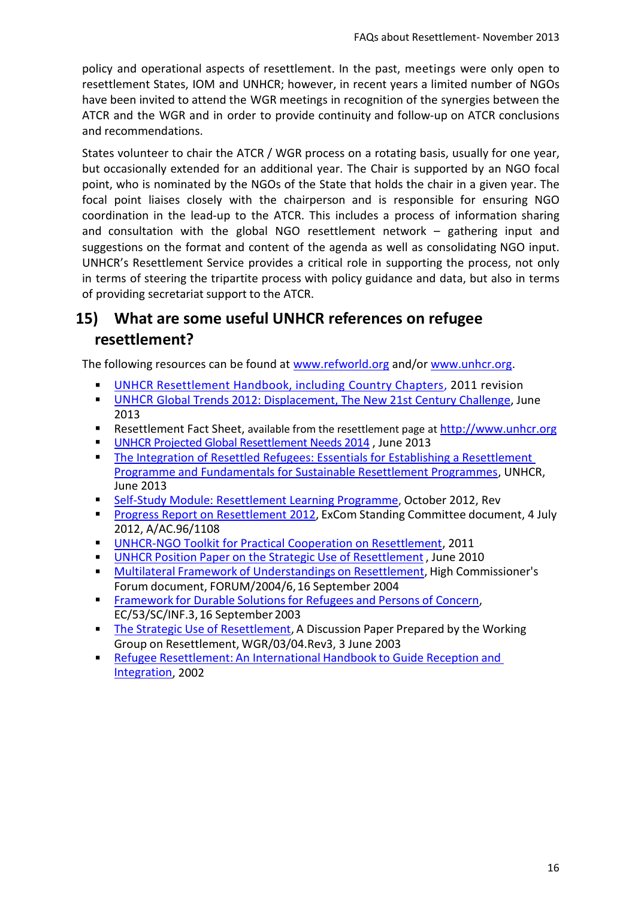policy and operational aspects of resettlement. In the past, meetings were only open to resettlement States, IOM and UNHCR; however, in recent years a limited number of NGOs have been invited to attend the WGR meetings in recognition of the synergies between the ATCR and the WGR and in order to provide continuity and follow-up on ATCR conclusions and recommendations.

States volunteer to chair the ATCR / WGR process on a rotating basis, usually for one year, but occasionally extended for an additional year. The Chair is supported by an NGO focal point, who is nominated by the NGOs of the State that holds the chair in a given year. The focal point liaises closely with the chairperson and is responsible for ensuring NGO coordination in the lead-up to the ATCR. This includes a process of information sharing and consultation with the global NGO resettlement network – gathering input and suggestions on the format and content of the agenda as well as consolidating NGO input. UNHCR's Resettlement Service provides a critical role in supporting the process, not only in terms of steering the tripartite process with policy guidance and data, but also in terms of providing secretariat support to the ATCR.

## 15) What are some useful UNHCR references on refugee resettlement?

The following resources can be found at www.refworld.org and/or www.unhcr.org.

- UNHCR Resettlement Handbook, including Country Chapters, 2011 revision
- UNHCR Global Trends 2012: Displacement, The New 21st Century Challenge, June 2013
- Resettlement Fact Sheet, available from the resettlement page at http://www.unhcr.org
- UNHCR Projected Global Resettlement Needs 2014 , June 2013
- The Integration of Resettled Refugees: Essentials for Establishing a Resettlement Programme and Fundamentals for Sustainable Resettlement Programmes, UNHCR, June 2013
- Self-Study Module: Resettlement Learning Programme, October 2012, Rev
- Progress Report on Resettlement 2012, ExCom Standing Committee document, 4 July 2012, A/AC.96/1108
- UNHCR-NGO Toolkit for Practical Cooperation on Resettlement, 2011
- UNHCR Position Paper on the Strategic Use of Resettlement , June 2010
- Multilateral Framework of Understandings on Resettlement, High Commissioner's Forum document, FORUM/2004/6, 16 September 2004
- Framework for Durable Solutions for Refugees and Persons of Concern, EC/53/SC/INF.3, 16 September 2003
- The Strategic Use of Resettlement, A Discussion Paper Prepared by the Working Group on Resettlement, WGR/03/04.Rev3, 3 June 2003
- Refugee Resettlement: An International Handbook to Guide Reception and Integration, 2002